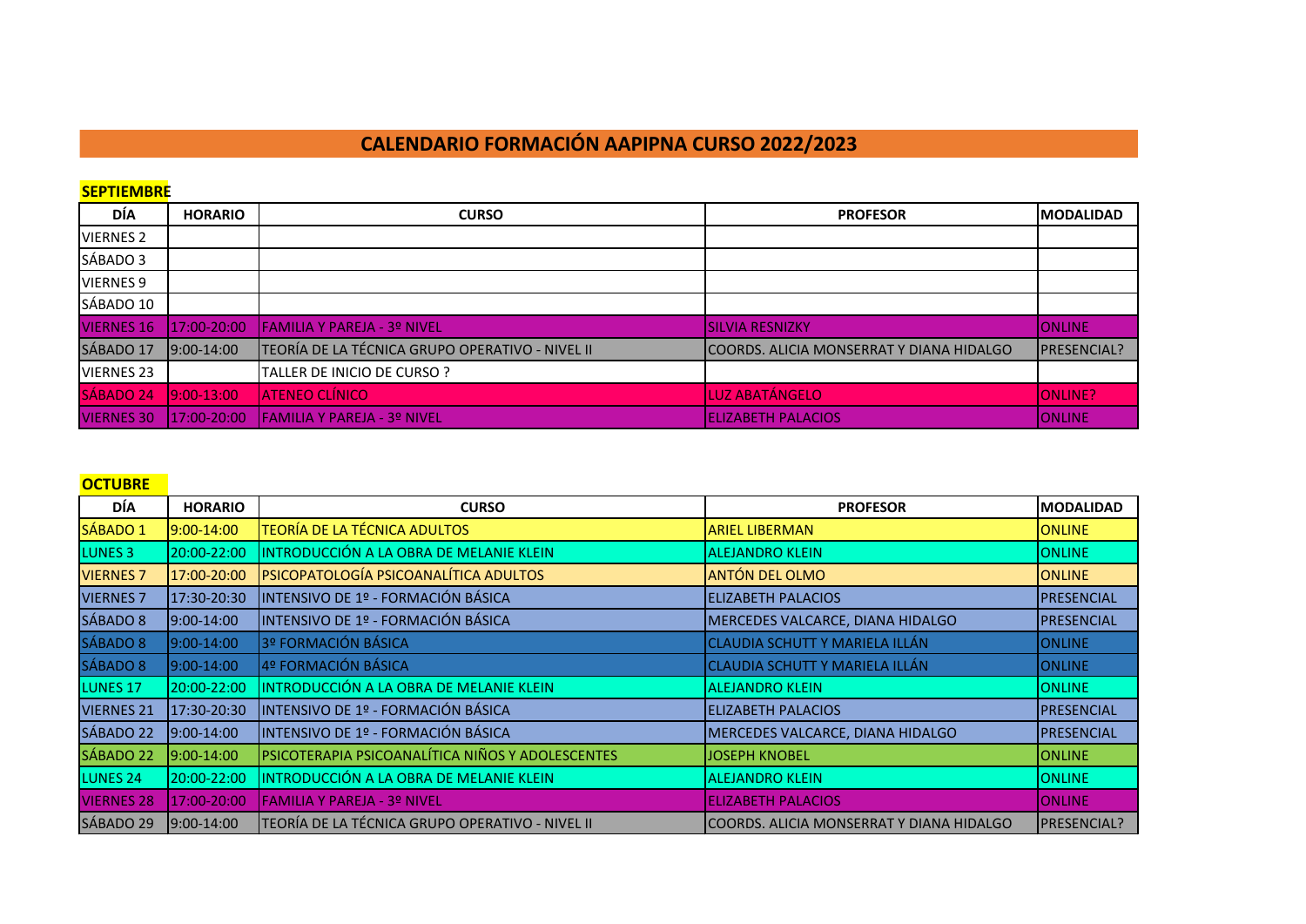# CALENDARIO FORMACIÓN AAPIPNA CURSO 2022/2023

## SEPTIEMBRE

| DÍA | HORARIO | CURSO | PROFESOR | MODALIDAD |
|---|---|---|---|---|
| VIERNES 2 | | | | |
| SÁBADO 3 | | | | |
| VIERNES 9 | | | | |
| SÁBADO 10 | | | | |
| VIERNES 16 | 17:00-20:00 | FAMILIA Y PAREJA - 3º NIVEL | SILVIA RESNIZKY | ONLINE |
| SÁBADO 17 | 9:00-14:00 | TEORÍA DE LA TÉCNICA GRUPO OPERATIVO - NIVEL II | COORDS. ALICIA MONSERRAT Y DIANA HIDALGO | PRESENCIAL? |
| VIERNES 23 | | TALLER DE INICIO DE CURSO ? | | |
| SÁBADO 24 | 9:00-13:00 | ATENEO CLÍNICO | LUZ ABATÁNGELO | ONLINE? |
| VIERNES 30 | 17:00-20:00 | FAMILIA Y PAREJA - 3º NIVEL | ELIZABETH PALACIOS | ONLINE |

## OCTUBRE

| DÍA | HORARIO | CURSO | PROFESOR | MODALIDAD |
|---|---|---|---|---|
| SÁBADO 1 | 9:00-14:00 | TEORÍA DE LA TÉCNICA ADULTOS | ARIEL LIBERMAN | ONLINE |
| LUNES 3 | 20:00-22:00 | INTRODUCCIÓN A LA OBRA DE MELANIE KLEIN | ALEJANDRO KLEIN | ONLINE |
| VIERNES 7 | 17:00-20:00 | PSICOPATOLOGÍA PSICOANALÍTICA ADULTOS | ANTÓN DEL OLMO | ONLINE |
| VIERNES 7 | 17:30-20:30 | INTENSIVO DE 1º - FORMACIÓN BÁSICA | ELIZABETH PALACIOS | PRESENCIAL |
| SÁBADO 8 | 9:00-14:00 | INTENSIVO DE 1º - FORMACIÓN BÁSICA | MERCEDES VALCARCE, DIANA HIDALGO | PRESENCIAL |
| SÁBADO 8 | 9:00-14:00 | 3º FORMACIÓN BÁSICA | CLAUDIA SCHUTT Y MARIELA ILLÁN | ONLINE |
| SÁBADO 8 | 9:00-14:00 | 4º FORMACIÓN BÁSICA | CLAUDIA SCHUTT Y MARIELA ILLÁN | ONLINE |
| LUNES 17 | 20:00-22:00 | INTRODUCCIÓN A LA OBRA DE MELANIE KLEIN | ALEJANDRO KLEIN | ONLINE |
| VIERNES 21 | 17:30-20:30 | INTENSIVO DE 1º - FORMACIÓN BÁSICA | ELIZABETH PALACIOS | PRESENCIAL |
| SÁBADO 22 | 9:00-14:00 | INTENSIVO DE 1º - FORMACIÓN BÁSICA | MERCEDES VALCARCE, DIANA HIDALGO | PRESENCIAL |
| SÁBADO 22 | 9:00-14:00 | PSICOTERAPIA PSICOANALÍTICA NIÑOS Y ADOLESCENTES | JOSEPH KNOBEL | ONLINE |
| LUNES 24 | 20:00-22:00 | INTRODUCCIÓN A LA OBRA DE MELANIE KLEIN | ALEJANDRO KLEIN | ONLINE |
| VIERNES 28 | 17:00-20:00 | FAMILIA Y PAREJA - 3º NIVEL | ELIZABETH PALACIOS | ONLINE |
| SÁBADO 29 | 9:00-14:00 | TEORÍA DE LA TÉCNICA GRUPO OPERATIVO - NIVEL II | COORDS. ALICIA MONSERRAT Y DIANA HIDALGO | PRESENCIAL? |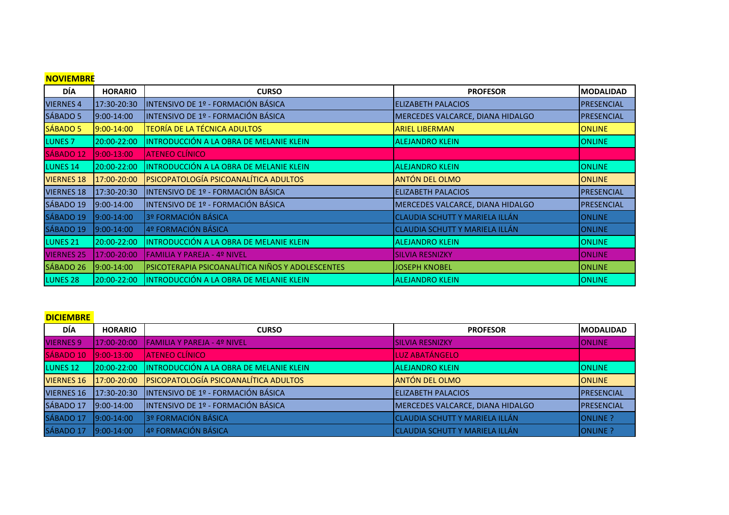**NOVIEMBRE**

| DÍA | HORARIO | CURSO | PROFESOR | MODALIDAD |
|---|---|---|---|---|
| VIERNES 4 | 17:30-20:30 | INTENSIVO DE 1º - FORMACIÓN BÁSICA | ELIZABETH PALACIOS | PRESENCIAL |
| SÁBADO 5 | 9:00-14:00 | INTENSIVO DE 1º - FORMACIÓN BÁSICA | MERCEDES VALCARCE, DIANA HIDALGO | PRESENCIAL |
| SÁBADO 5 | 9:00-14:00 | TEORÍA DE LA TÉCNICA ADULTOS | ARIEL LIBERMAN | ONLINE |
| LUNES 7 | 20:00-22:00 | INTRODUCCIÓN A LA OBRA DE MELANIE KLEIN | ALEJANDRO KLEIN | ONLINE |
| SÁBADO 12 | 9:00-13:00 | ATENEO CLÍNICO | | |
| LUNES 14 | 20:00-22:00 | INTRODUCCIÓN A LA OBRA DE MELANIE KLEIN | ALEJANDRO KLEIN | ONLINE |
| VIERNES 18 | 17:00-20:00 | PSICOPATOLOGÍA PSICOANALÍTICA ADULTOS | ANTÓN DEL OLMO | ONLINE |
| VIERNES 18 | 17:30-20:30 | INTENSIVO DE 1º - FORMACIÓN BÁSICA | ELIZABETH PALACIOS | PRESENCIAL |
| SÁBADO 19 | 9:00-14:00 | INTENSIVO DE 1º - FORMACIÓN BÁSICA | MERCEDES VALCARCE, DIANA HIDALGO | PRESENCIAL |
| SÁBADO 19 | 9:00-14:00 | 3º FORMACIÓN BÁSICA | CLAUDIA SCHUTT Y MARIELA ILLÁN | ONLINE |
| SÁBADO 19 | 9:00-14:00 | 4º FORMACIÓN BÁSICA | CLAUDIA SCHUTT Y MARIELA ILLÁN | ONLINE |
| LUNES 21 | 20:00-22:00 | INTRODUCCIÓN A LA OBRA DE MELANIE KLEIN | ALEJANDRO KLEIN | ONLINE |
| VIERNES 25 | 17:00-20:00 | FAMILIA Y PAREJA - 4º NIVEL | SILVIA RESNIZKY | ONLINE |
| SÁBADO 26 | 9:00-14:00 | PSICOTERAPIA PSICOANALÍTICA NIÑOS Y ADOLESCENTES | JOSEPH KNOBEL | ONLINE |
| LUNES 28 | 20:00-22:00 | INTRODUCCIÓN A LA OBRA DE MELANIE KLEIN | ALEJANDRO KLEIN | ONLINE |

**DICIEMBRE**

| DÍA | HORARIO | CURSO | PROFESOR | MODALIDAD |
|---|---|---|---|---|
| VIERNES 9 | 17:00-20:00 | FAMILIA Y PAREJA - 4º NIVEL | SILVIA RESNIZKY | ONLINE |
| SÁBADO 10 | 9:00-13:00 | ATENEO CLÍNICO | LUZ ABATÁNGELO | |
| LUNES 12 | 20:00-22:00 | INTRODUCCIÓN A LA OBRA DE MELANIE KLEIN | ALEJANDRO KLEIN | ONLINE |
| VIERNES 16 | 17:00-20:00 | PSICOPATOLOGÍA PSICOANALÍTICA ADULTOS | ANTÓN DEL OLMO | ONLINE |
| VIERNES 16 | 17:30-20:30 | INTENSIVO DE 1º - FORMACIÓN BÁSICA | ELIZABETH PALACIOS | PRESENCIAL |
| SÁBADO 17 | 9:00-14:00 | INTENSIVO DE 1º - FORMACIÓN BÁSICA | MERCEDES VALCARCE, DIANA HIDALGO | PRESENCIAL |
| SÁBADO 17 | 9:00-14:00 | 3º FORMACIÓN BÁSICA | CLAUDIA SCHUTT Y MARIELA ILLÁN | ONLINE ? |
| SÁBADO 17 | 9:00-14:00 | 4º FORMACIÓN BÁSICA | CLAUDIA SCHUTT Y MARIELA ILLÁN | ONLINE ? |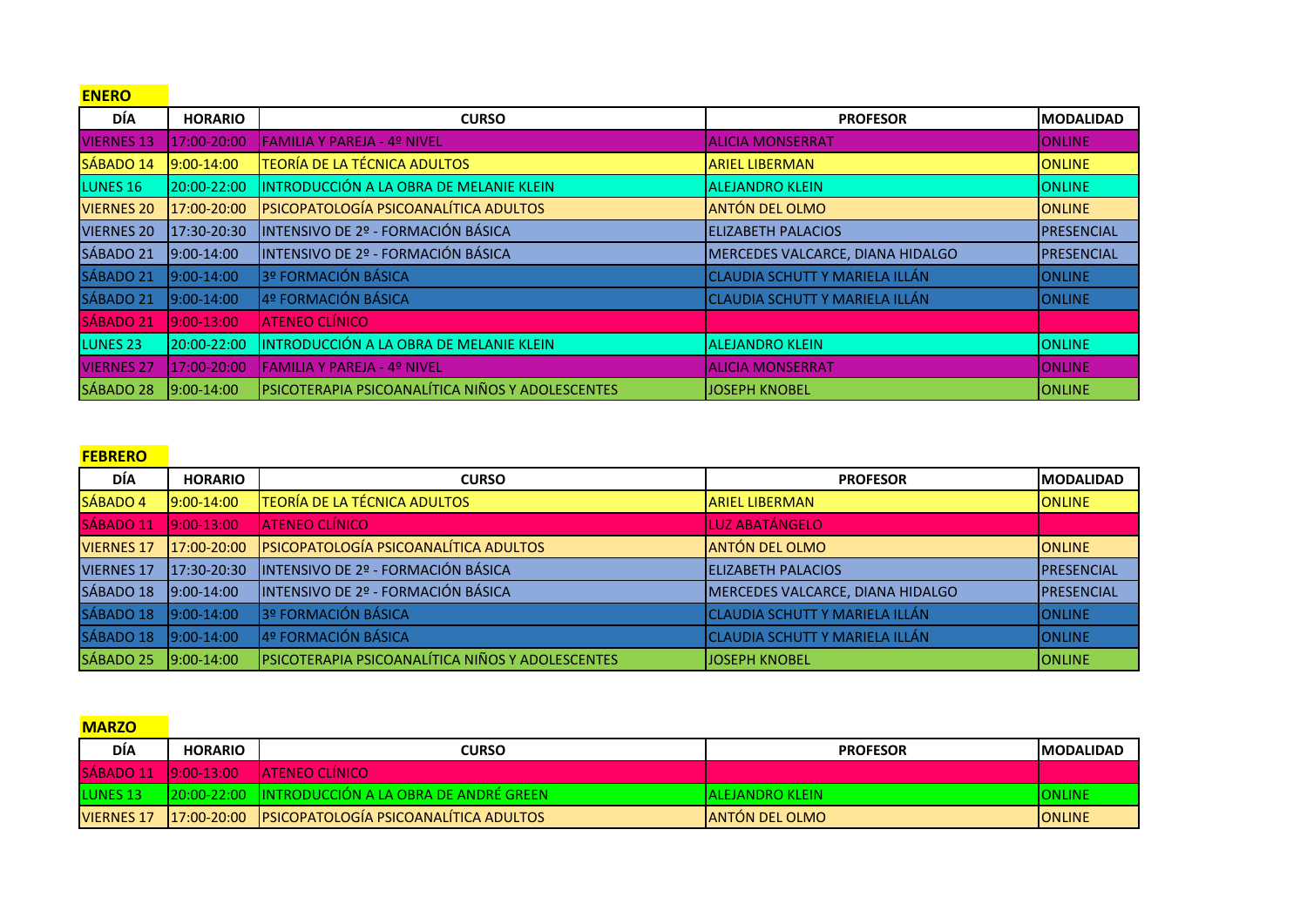**ENERO**

| DÍA | HORARIO | CURSO | PROFESOR | MODALIDAD |
|---|---|---|---|---|
| VIERNES 13 | 17:00-20:00 | FAMILIA Y PAREJA - 4º NIVEL | ALICIA MONSERRAT | ONLINE |
| SÁBADO 14 | 9:00-14:00 | TEORÍA DE LA TÉCNICA ADULTOS | ARIEL LIBERMAN | ONLINE |
| LUNES 16 | 20:00-22:00 | INTRODUCCIÓN A LA OBRA DE MELANIE KLEIN | ALEJANDRO KLEIN | ONLINE |
| VIERNES 20 | 17:00-20:00 | PSICOPATOLOGÍA PSICOANALÍTICA ADULTOS | ANTÓN DEL OLMO | ONLINE |
| VIERNES 20 | 17:30-20:30 | INTENSIVO DE 2º - FORMACIÓN BÁSICA | ELIZABETH PALACIOS | PRESENCIAL |
| SÁBADO 21 | 9:00-14:00 | INTENSIVO DE 2º - FORMACIÓN BÁSICA | MERCEDES VALCARCE, DIANA HIDALGO | PRESENCIAL |
| SÁBADO 21 | 9:00-14:00 | 3º FORMACIÓN BÁSICA | CLAUDIA SCHUTT Y MARIELA ILLÁN | ONLINE |
| SÁBADO 21 | 9:00-14:00 | 4º FORMACIÓN BÁSICA | CLAUDIA SCHUTT Y MARIELA ILLÁN | ONLINE |
| SÁBADO 21 | 9:00-13:00 | ATENEO CLÍNICO | | |
| LUNES 23 | 20:00-22:00 | INTRODUCCIÓN A LA OBRA DE MELANIE KLEIN | ALEJANDRO KLEIN | ONLINE |
| VIERNES 27 | 17:00-20:00 | FAMILIA Y PAREJA - 4º NIVEL | ALICIA MONSERRAT | ONLINE |
| SÁBADO 28 | 9:00-14:00 | PSICOTERAPIA PSICOANALÍTICA NIÑOS Y ADOLESCENTES | JOSEPH KNOBEL | ONLINE |

**FEBRERO**

| DÍA | HORARIO | CURSO | PROFESOR | MODALIDAD |
|---|---|---|---|---|
| SÁBADO 4 | 9:00-14:00 | TEORÍA DE LA TÉCNICA ADULTOS | ARIEL LIBERMAN | ONLINE |
| SÁBADO 11 | 9:00-13:00 | ATENEO CLÍNICO | LUZ ABATÁNGELO | |
| VIERNES 17 | 17:00-20:00 | PSICOPATOLOGÍA PSICOANALÍTICA ADULTOS | ANTÓN DEL OLMO | ONLINE |
| VIERNES 17 | 17:30-20:30 | INTENSIVO DE 2º - FORMACIÓN BÁSICA | ELIZABETH PALACIOS | PRESENCIAL |
| SÁBADO 18 | 9:00-14:00 | INTENSIVO DE 2º - FORMACIÓN BÁSICA | MERCEDES VALCARCE, DIANA HIDALGO | PRESENCIAL |
| SÁBADO 18 | 9:00-14:00 | 3º FORMACIÓN BÁSICA | CLAUDIA SCHUTT Y MARIELA ILLÁN | ONLINE |
| SÁBADO 18 | 9:00-14:00 | 4º FORMACIÓN BÁSICA | CLAUDIA SCHUTT Y MARIELA ILLÁN | ONLINE |
| SÁBADO 25 | 9:00-14:00 | PSICOTERAPIA PSICOANALÍTICA NIÑOS Y ADOLESCENTES | JOSEPH KNOBEL | ONLINE |

**MARZO**

| DÍA | HORARIO | CURSO | PROFESOR | MODALIDAD |
|---|---|---|---|---|
| SÁBADO 11 | 9:00-13:00 | ATENEO CLÍNICO | | |
| LUNES 13 | 20:00-22:00 | INTRODUCCIÓN A LA OBRA DE ANDRÉ GREEN | ALEJANDRO KLEIN | ONLINE |
| VIERNES 17 | 17:00-20:00 | PSICOPATOLOGÍA PSICOANALÍTICA ADULTOS | ANTÓN DEL OLMO | ONLINE |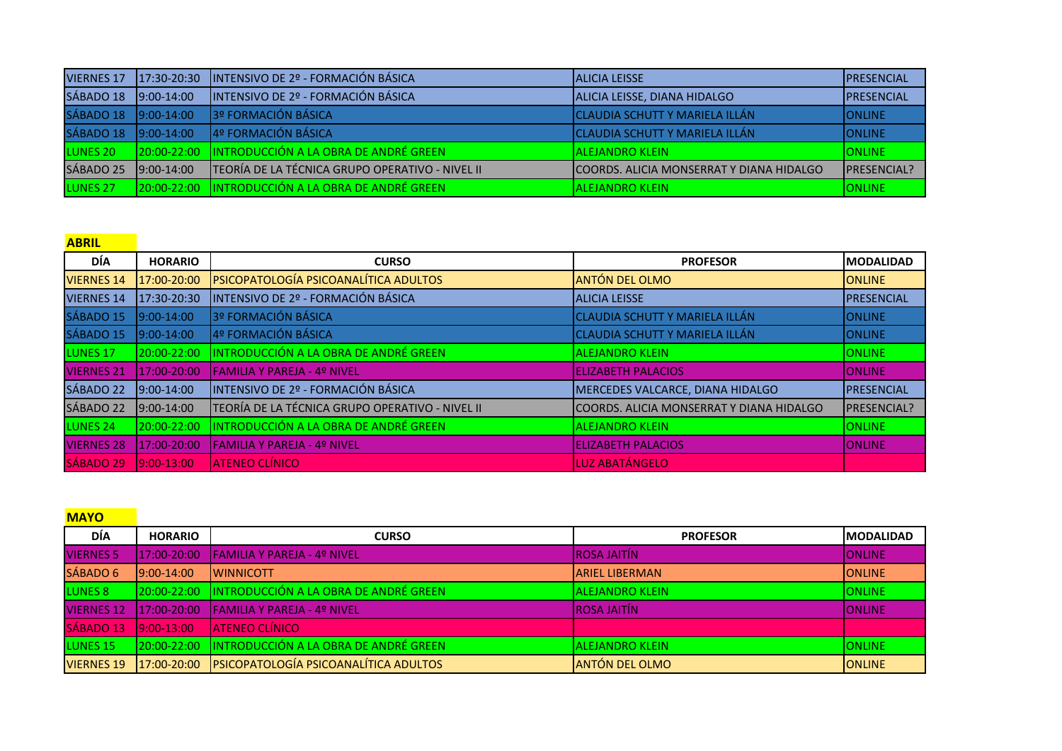| | | | | |
|---|---|---|---|---|
| VIERNES 17 | 17:30-20:30 | INTENSIVO DE 2º - FORMACIÓN BÁSICA | ALICIA LEISSE | PRESENCIAL |
| SÁBADO 18 | 9:00-14:00 | INTENSIVO DE 2º - FORMACIÓN BÁSICA | ALICIA LEISSE, DIANA HIDALGO | PRESENCIAL |
| SÁBADO 18 | 9:00-14:00 | 3º FORMACIÓN BÁSICA | CLAUDIA SCHUTT Y MARIELA ILLÁN | ONLINE |
| SÁBADO 18 | 9:00-14:00 | 4º FORMACIÓN BÁSICA | CLAUDIA SCHUTT Y MARIELA ILLÁN | ONLINE |
| LUNES 20 | 20:00-22:00 | INTRODUCCIÓN A LA OBRA DE ANDRÉ GREEN | ALEJANDRO KLEIN | ONLINE |
| SÁBADO 25 | 9:00-14:00 | TEORÍA DE LA TÉCNICA GRUPO OPERATIVO - NIVEL II | COORDS. ALICIA MONSERRAT Y DIANA HIDALGO | PRESENCIAL? |
| LUNES 27 | 20:00-22:00 | INTRODUCCIÓN A LA OBRA DE ANDRÉ GREEN | ALEJANDRO KLEIN | ONLINE |

**ABRIL**

| DÍA | HORARIO | CURSO | PROFESOR | MODALIDAD |
|---|---|---|---|---|
| VIERNES 14 | 17:00-20:00 | PSICOPATOLOGÍA PSICOANALÍTICA ADULTOS | ANTÓN DEL OLMO | ONLINE |
| VIERNES 14 | 17:30-20:30 | INTENSIVO DE 2º - FORMACIÓN BÁSICA | ALICIA LEISSE | PRESENCIAL |
| SÁBADO 15 | 9:00-14:00 | 3º FORMACIÓN BÁSICA | CLAUDIA SCHUTT Y MARIELA ILLÁN | ONLINE |
| SÁBADO 15 | 9:00-14:00 | 4º FORMACIÓN BÁSICA | CLAUDIA SCHUTT Y MARIELA ILLÁN | ONLINE |
| LUNES 17 | 20:00-22:00 | INTRODUCCIÓN A LA OBRA DE ANDRÉ GREEN | ALEJANDRO KLEIN | ONLINE |
| VIERNES 21 | 17:00-20:00 | FAMILIA Y PAREJA - 4º NIVEL | ELIZABETH PALACIOS | ONLINE |
| SÁBADO 22 | 9:00-14:00 | INTENSIVO DE 2º - FORMACIÓN BÁSICA | MERCEDES VALCARCE, DIANA HIDALGO | PRESENCIAL |
| SÁBADO 22 | 9:00-14:00 | TEORÍA DE LA TÉCNICA GRUPO OPERATIVO - NIVEL II | COORDS. ALICIA MONSERRAT Y DIANA HIDALGO | PRESENCIAL? |
| LUNES 24 | 20:00-22:00 | INTRODUCCIÓN A LA OBRA DE ANDRÉ GREEN | ALEJANDRO KLEIN | ONLINE |
| VIERNES 28 | 17:00-20:00 | FAMILIA Y PAREJA - 4º NIVEL | ELIZABETH PALACIOS | ONLINE |
| SÁBADO 29 | 9:00-13:00 | ATENEO CLÍNICO | LUZ ABATÁNGELO | |

**MAYO**

| DÍA | HORARIO | CURSO | PROFESOR | MODALIDAD |
|---|---|---|---|---|
| VIERNES 5 | 17:00-20:00 | FAMILIA Y PAREJA - 4º NIVEL | ROSA JAITÍN | ONLINE |
| SÁBADO 6 | 9:00-14:00 | WINNICOTT | ARIEL LIBERMAN | ONLINE |
| LUNES 8 | 20:00-22:00 | INTRODUCCIÓN A LA OBRA DE ANDRÉ GREEN | ALEJANDRO KLEIN | ONLINE |
| VIERNES 12 | 17:00-20:00 | FAMILIA Y PAREJA - 4º NIVEL | ROSA JAITÍN | ONLINE |
| SÁBADO 13 | 9:00-13:00 | ATENEO CLÍNICO | | |
| LUNES 15 | 20:00-22:00 | INTRODUCCIÓN A LA OBRA DE ANDRÉ GREEN | ALEJANDRO KLEIN | ONLINE |
| VIERNES 19 | 17:00-20:00 | PSICOPATOLOGÍA PSICOANALÍTICA ADULTOS | ANTÓN DEL OLMO | ONLINE |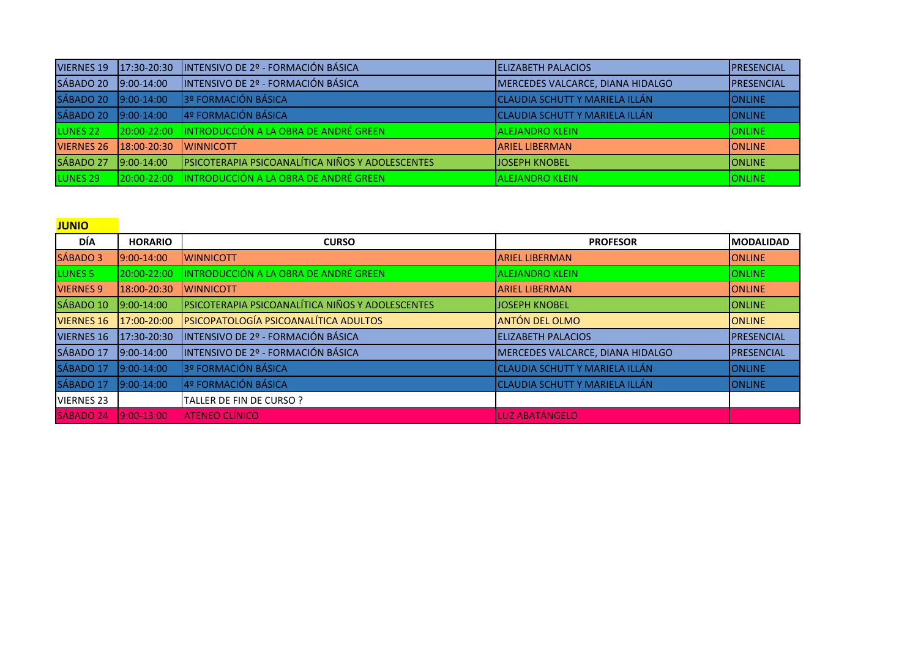| | | | | |
|---|---|---|---|---|
| VIERNES 19 | 17:30-20:30 | INTENSIVO DE 2º - FORMACIÓN BÁSICA | ELIZABETH PALACIOS | PRESENCIAL |
| SÁBADO 20 | 9:00-14:00 | INTENSIVO DE 2º - FORMACIÓN BÁSICA | MERCEDES VALCARCE, DIANA HIDALGO | PRESENCIAL |
| SÁBADO 20 | 9:00-14:00 | 3º FORMACIÓN BÁSICA | CLAUDIA SCHUTT Y MARIELA ILLÁN | ONLINE |
| SÁBADO 20 | 9:00-14:00 | 4º FORMACIÓN BÁSICA | CLAUDIA SCHUTT Y MARIELA ILLÁN | ONLINE |
| LUNES 22 | 20:00-22:00 | INTRODUCCIÓN A LA OBRA DE ANDRÉ GREEN | ALEJANDRO KLEIN | ONLINE |
| VIERNES 26 | 18:00-20:30 | WINNICOTT | ARIEL LIBERMAN | ONLINE |
| SÁBADO 27 | 9:00-14:00 | PSICOTERAPIA PSICOANALÍTICA NIÑOS Y ADOLESCENTES | JOSEPH KNOBEL | ONLINE |
| LUNES 29 | 20:00-22:00 | INTRODUCCIÓN A LA OBRA DE ANDRÉ GREEN | ALEJANDRO KLEIN | ONLINE |

**JUNIO**

| DÍA | HORARIO | CURSO | PROFESOR | MODALIDAD |
|---|---|---|---|---|
| SÁBADO 3 | 9:00-14:00 | WINNICOTT | ARIEL LIBERMAN | ONLINE |
| LUNES 5 | 20:00-22:00 | INTRODUCCIÓN A LA OBRA DE ANDRÉ GREEN | ALEJANDRO KLEIN | ONLINE |
| VIERNES 9 | 18:00-20:30 | WINNICOTT | ARIEL LIBERMAN | ONLINE |
| SÁBADO 10 | 9:00-14:00 | PSICOTERAPIA PSICOANALÍTICA NIÑOS Y ADOLESCENTES | JOSEPH KNOBEL | ONLINE |
| VIERNES 16 | 17:00-20:00 | PSICOPATOLOGÍA PSICOANALÍTICA ADULTOS | ANTÓN DEL OLMO | ONLINE |
| VIERNES 16 | 17:30-20:30 | INTENSIVO DE 2º - FORMACIÓN BÁSICA | ELIZABETH PALACIOS | PRESENCIAL |
| SÁBADO 17 | 9:00-14:00 | INTENSIVO DE 2º - FORMACIÓN BÁSICA | MERCEDES VALCARCE, DIANA HIDALGO | PRESENCIAL |
| SÁBADO 17 | 9:00-14:00 | 3º FORMACIÓN BÁSICA | CLAUDIA SCHUTT Y MARIELA ILLÁN | ONLINE |
| SÁBADO 17 | 9:00-14:00 | 4º FORMACIÓN BÁSICA | CLAUDIA SCHUTT Y MARIELA ILLÁN | ONLINE |
| VIERNES 23 | | TALLER DE FIN DE CURSO ? | | |
| SÁBADO 24 | 9:00-13:00 | ATENEO CLÍNICO | LUZ ABATÁNGELO | |